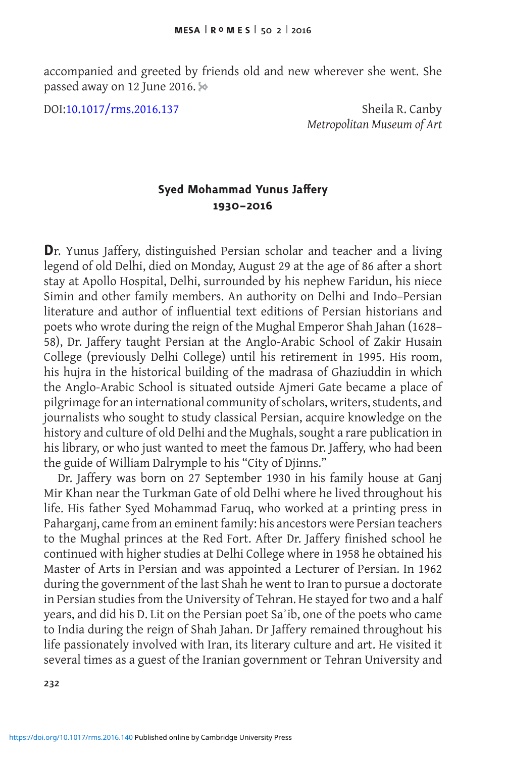accompanied and greeted by friends old and new wherever she went. She passed away on 12 June 2016.

DOI:10.1017/rms.2016.137

Sheila R. Canby
*Metropolitan Museum of Art*

## Syed Mohammad Yunus Jaffery
## 1930–2016

**D**r. Yunus Jaffery, distinguished Persian scholar and teacher and a living legend of old Delhi, died on Monday, August 29 at the age of 86 after a short stay at Apollo Hospital, Delhi, surrounded by his nephew Faridun, his niece Simin and other family members. An authority on Delhi and Indo–Persian literature and author of influential text editions of Persian historians and poets who wrote during the reign of the Mughal Emperor Shah Jahan (1628–58), Dr. Jaffery taught Persian at the Anglo-Arabic School of Zakir Husain College (previously Delhi College) until his retirement in 1995. His room, his hujra in the historical building of the madrasa of Ghaziuddin in which the Anglo-Arabic School is situated outside Ajmeri Gate became a place of pilgrimage for an international community of scholars, writers, students, and journalists who sought to study classical Persian, acquire knowledge on the history and culture of old Delhi and the Mughals, sought a rare publication in his library, or who just wanted to meet the famous Dr. Jaffery, who had been the guide of William Dalrymple to his "City of Djinns."

Dr. Jaffery was born on 27 September 1930 in his family house at Ganj Mir Khan near the Turkman Gate of old Delhi where he lived throughout his life. His father Syed Mohammad Faruq, who worked at a printing press in Paharganj, came from an eminent family: his ancestors were Persian teachers to the Mughal princes at the Red Fort. After Dr. Jaffery finished school he continued with higher studies at Delhi College where in 1958 he obtained his Master of Arts in Persian and was appointed a Lecturer of Persian. In 1962 during the government of the last Shah he went to Iran to pursue a doctorate in Persian studies from the University of Tehran. He stayed for two and a half years, and did his D. Lit on the Persian poet Saʾib, one of the poets who came to India during the reign of Shah Jahan. Dr Jaffery remained throughout his life passionately involved with Iran, its literary culture and art. He visited it several times as a guest of the Iranian government or Tehran University and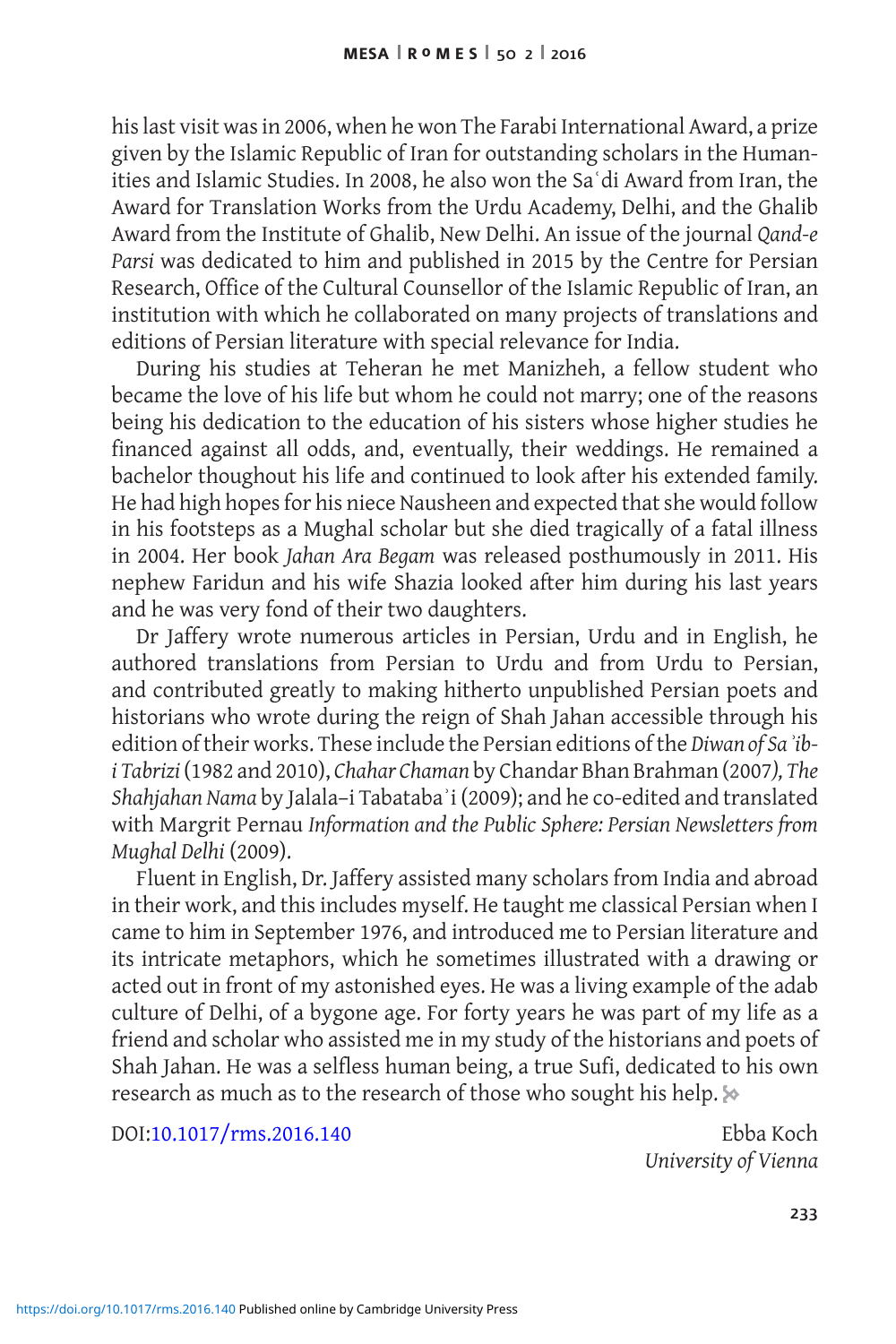his last visit was in 2006, when he won The Farabi International Award, a prize given by the Islamic Republic of Iran for outstanding scholars in the Humanities and Islamic Studies. In 2008, he also won the Saʿdi Award from Iran, the Award for Translation Works from the Urdu Academy, Delhi, and the Ghalib Award from the Institute of Ghalib, New Delhi. An issue of the journal *Qand-e Parsi* was dedicated to him and published in 2015 by the Centre for Persian Research, Office of the Cultural Counsellor of the Islamic Republic of Iran, an institution with which he collaborated on many projects of translations and editions of Persian literature with special relevance for India.

During his studies at Teheran he met Manizheh, a fellow student who became the love of his life but whom he could not marry; one of the reasons being his dedication to the education of his sisters whose higher studies he financed against all odds, and, eventually, their weddings. He remained a bachelor thoughout his life and continued to look after his extended family. He had high hopes for his niece Nausheen and expected that she would follow in his footsteps as a Mughal scholar but she died tragically of a fatal illness in 2004. Her book *Jahan Ara Begam* was released posthumously in 2011. His nephew Faridun and his wife Shazia looked after him during his last years and he was very fond of their two daughters.

Dr Jaffery wrote numerous articles in Persian, Urdu and in English, he authored translations from Persian to Urdu and from Urdu to Persian, and contributed greatly to making hitherto unpublished Persian poets and historians who wrote during the reign of Shah Jahan accessible through his edition of their works. These include the Persian editions of the *Diwan of Saʾib-i Tabrizi* (1982 and 2010), *Chahar Chaman* by Chandar Bhan Brahman (2007*), The Shahjahan Nama* by Jalala–i Tabatabaʾi (2009); and he co-edited and translated with Margrit Pernau *Information and the Public Sphere: Persian Newsletters from Mughal Delhi* (2009).

Fluent in English, Dr. Jaffery assisted many scholars from India and abroad in their work, and this includes myself. He taught me classical Persian when I came to him in September 1976, and introduced me to Persian literature and its intricate metaphors, which he sometimes illustrated with a drawing or acted out in front of my astonished eyes. He was a living example of the adab culture of Delhi, of a bygone age. For forty years he was part of my life as a friend and scholar who assisted me in my study of the historians and poets of Shah Jahan. He was a selfless human being, a true Sufi, dedicated to his own research as much as to the research of those who sought his help.

DOI:10.1017/rms.2016.140

Ebba Koch
*University of Vienna*